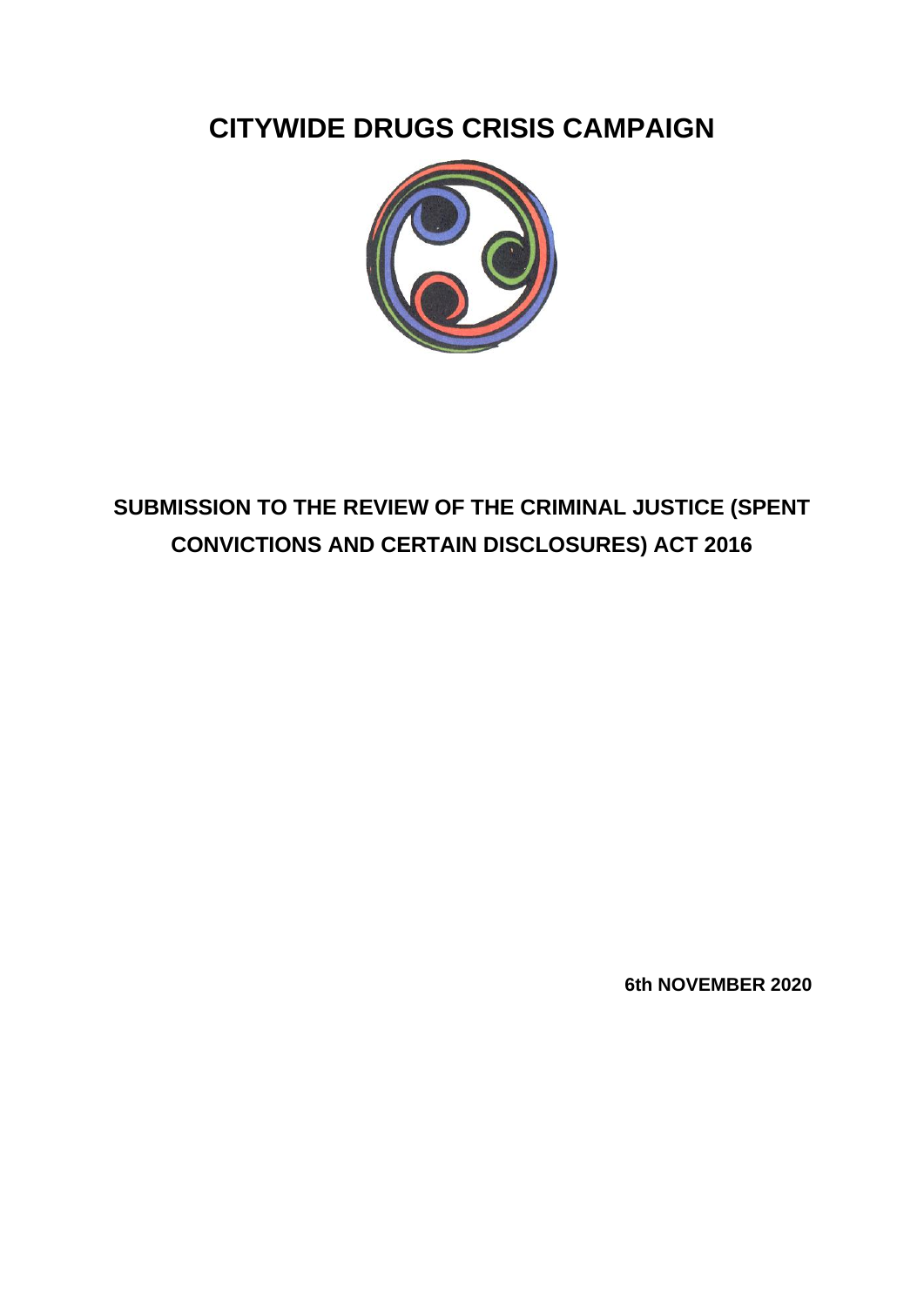# CITYWIDE DRUGS CRISIS CAMPAIGN

## SUBMISSION TO THE REVIEW OF THE CRIMINAL JUSTICE (SPENT CONVICTIONS AND CERTAIN DISCLOSURES) ACT 2016

**6th NOVEMBER 2020**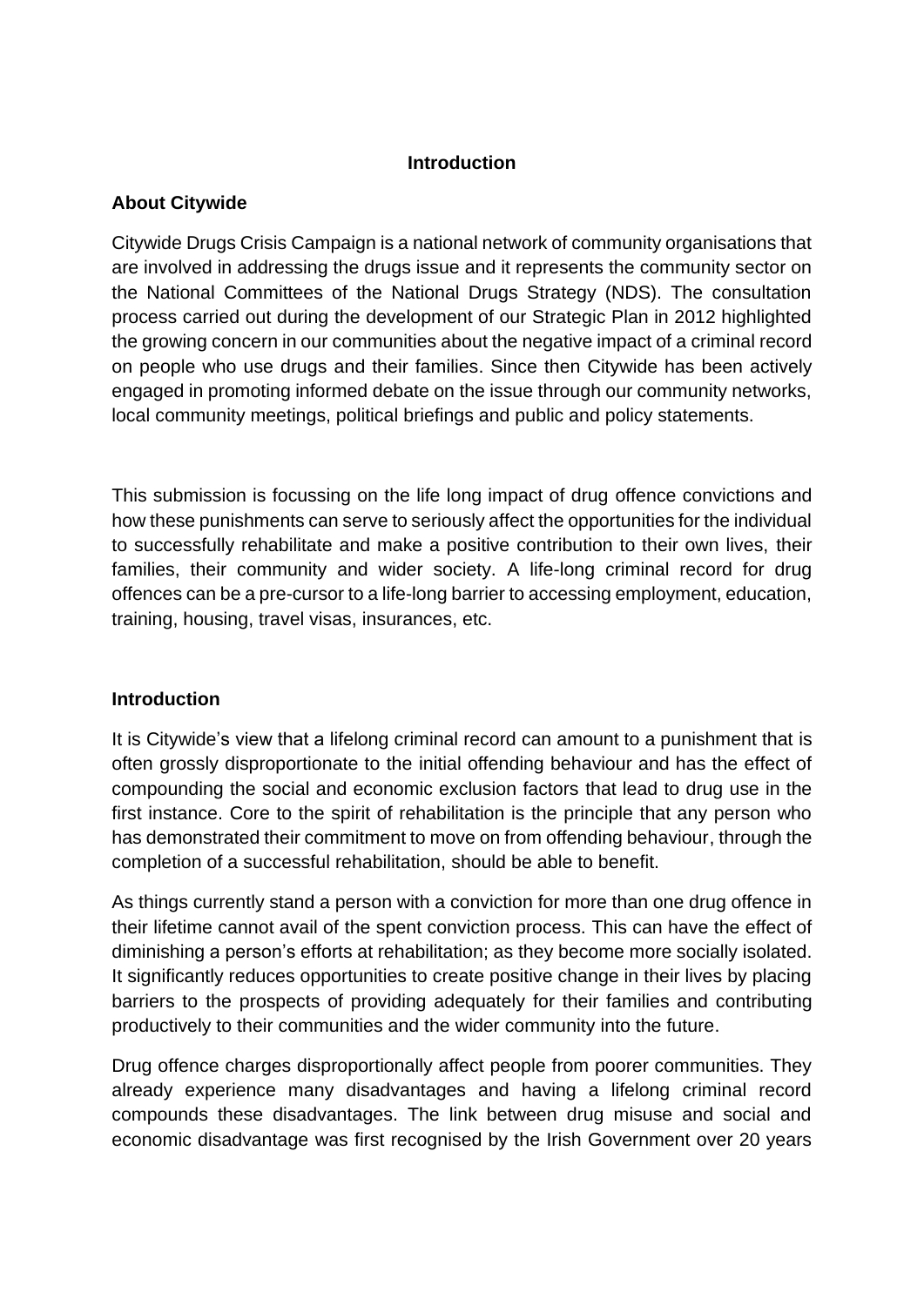## Introduction

### About Citywide

Citywide Drugs Crisis Campaign is a national network of community organisations that are involved in addressing the drugs issue and it represents the community sector on the National Committees of the National Drugs Strategy (NDS). The consultation process carried out during the development of our Strategic Plan in 2012 highlighted the growing concern in our communities about the negative impact of a criminal record on people who use drugs and their families. Since then Citywide has been actively engaged in promoting informed debate on the issue through our community networks, local community meetings, political briefings and public and policy statements.

This submission is focussing on the life long impact of drug offence convictions and how these punishments can serve to seriously affect the opportunities for the individual to successfully rehabilitate and make a positive contribution to their own lives, their families, their community and wider society. A life-long criminal record for drug offences can be a pre-cursor to a life-long barrier to accessing employment, education, training, housing, travel visas, insurances, etc.

### Introduction

It is Citywide's view that a lifelong criminal record can amount to a punishment that is often grossly disproportionate to the initial offending behaviour and has the effect of compounding the social and economic exclusion factors that lead to drug use in the first instance. Core to the spirit of rehabilitation is the principle that any person who has demonstrated their commitment to move on from offending behaviour, through the completion of a successful rehabilitation, should be able to benefit.

As things currently stand a person with a conviction for more than one drug offence in their lifetime cannot avail of the spent conviction process. This can have the effect of diminishing a person's efforts at rehabilitation; as they become more socially isolated. It significantly reduces opportunities to create positive change in their lives by placing barriers to the prospects of providing adequately for their families and contributing productively to their communities and the wider community into the future.

Drug offence charges disproportionally affect people from poorer communities. They already experience many disadvantages and having a lifelong criminal record compounds these disadvantages. The link between drug misuse and social and economic disadvantage was first recognised by the Irish Government over 20 years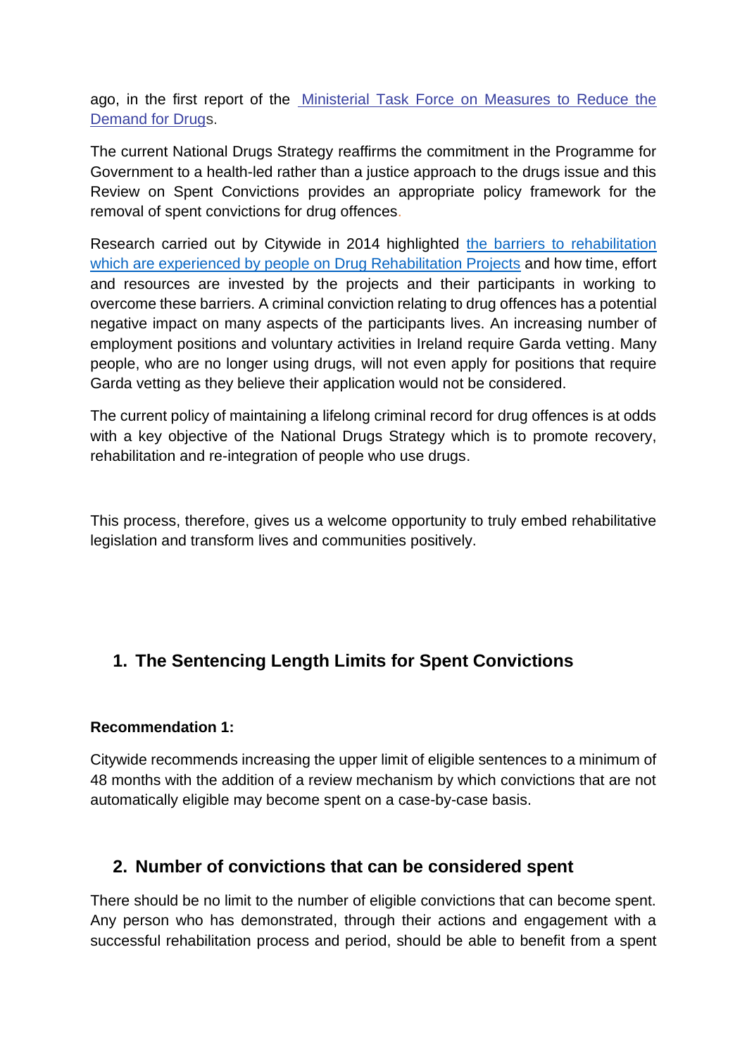ago, in the first report of the [Ministerial Task Force on Measures to Reduce the Demand for Drugs].

The current National Drugs Strategy reaffirms the commitment in the Programme for Government to a health-led rather than a justice approach to the drugs issue and this Review on Spent Convictions provides an appropriate policy framework for the removal of spent convictions for drug offences.

Research carried out by Citywide in 2014 highlighted the barriers to rehabilitation which are experienced by people on Drug Rehabilitation Projects and how time, effort and resources are invested by the projects and their participants in working to overcome these barriers. A criminal conviction relating to drug offences has a potential negative impact on many aspects of the participants lives. An increasing number of employment positions and voluntary activities in Ireland require Garda vetting. Many people, who are no longer using drugs, will not even apply for positions that require Garda vetting as they believe their application would not be considered.

The current policy of maintaining a lifelong criminal record for drug offences is at odds with a key objective of the National Drugs Strategy which is to promote recovery, rehabilitation and re-integration of people who use drugs.

This process, therefore, gives us a welcome opportunity to truly embed rehabilitative legislation and transform lives and communities positively.

## 1. The Sentencing Length Limits for Spent Convictions

**Recommendation 1:**

Citywide recommends increasing the upper limit of eligible sentences to a minimum of 48 months with the addition of a review mechanism by which convictions that are not automatically eligible may become spent on a case-by-case basis.

## 2. Number of convictions that can be considered spent

There should be no limit to the number of eligible convictions that can become spent. Any person who has demonstrated, through their actions and engagement with a successful rehabilitation process and period, should be able to benefit from a spent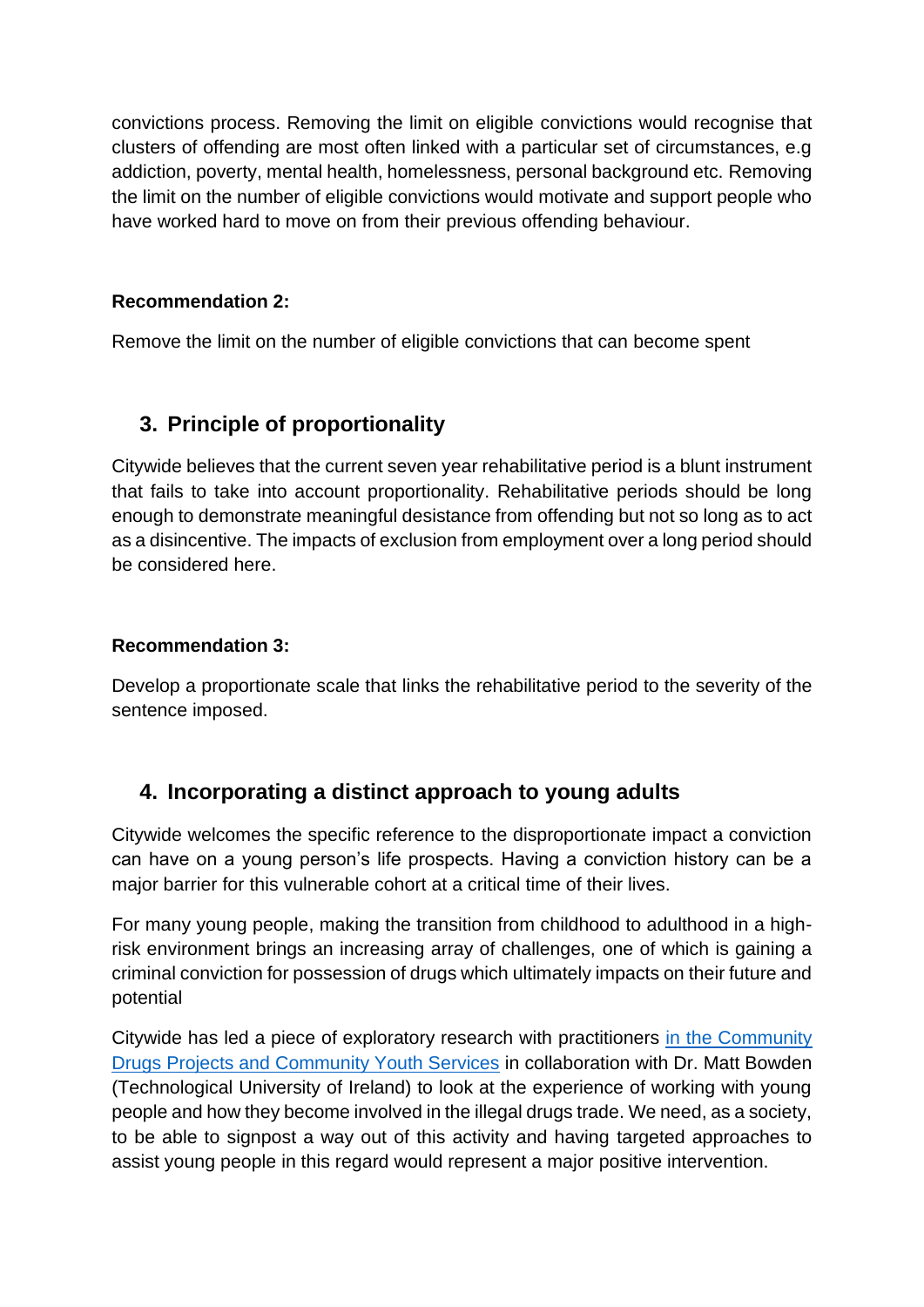convictions process. Removing the limit on eligible convictions would recognise that clusters of offending are most often linked with a particular set of circumstances, e.g addiction, poverty, mental health, homelessness, personal background etc. Removing the limit on the number of eligible convictions would motivate and support people who have worked hard to move on from their previous offending behaviour.

**Recommendation 2:**

Remove the limit on the number of eligible convictions that can become spent

## 3. Principle of proportionality

Citywide believes that the current seven year rehabilitative period is a blunt instrument that fails to take into account proportionality. Rehabilitative periods should be long enough to demonstrate meaningful desistance from offending but not so long as to act as a disincentive. The impacts of exclusion from employment over a long period should be considered here.

**Recommendation 3:**

Develop a proportionate scale that links the rehabilitative period to the severity of the sentence imposed.

## 4. Incorporating a distinct approach to young adults

Citywide welcomes the specific reference to the disproportionate impact a conviction can have on a young person's life prospects. Having a conviction history can be a major barrier for this vulnerable cohort at a critical time of their lives.

For many young people, making the transition from childhood to adulthood in a high-risk environment brings an increasing array of challenges, one of which is gaining a criminal conviction for possession of drugs which ultimately impacts on their future and potential

Citywide has led a piece of exploratory research with practitioners [in the Community Drugs Projects and Community Youth Services] in collaboration with Dr. Matt Bowden (Technological University of Ireland) to look at the experience of working with young people and how they become involved in the illegal drugs trade. We need, as a society, to be able to signpost a way out of this activity and having targeted approaches to assist young people in this regard would represent a major positive intervention.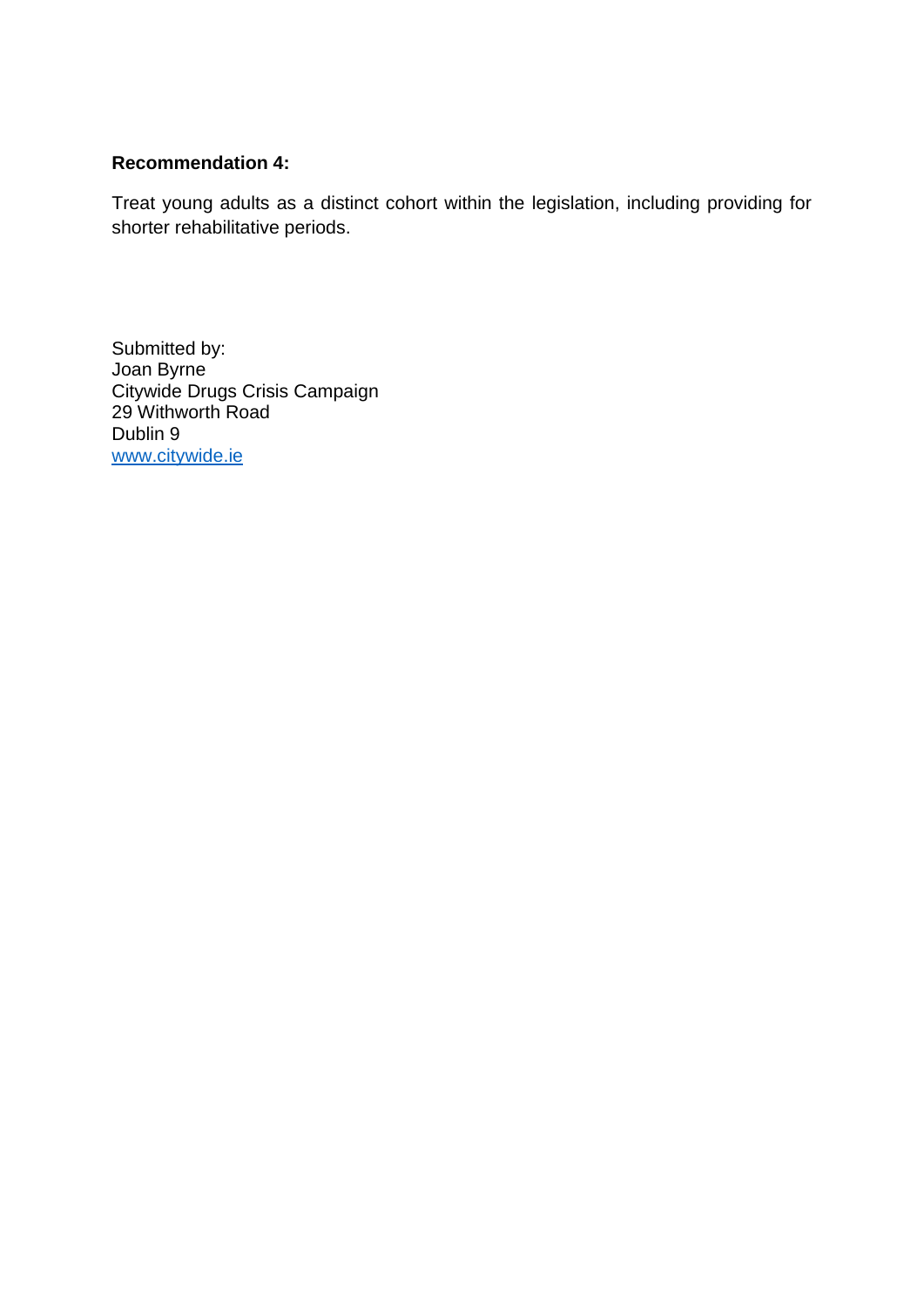**Recommendation 4:**

Treat young adults as a distinct cohort within the legislation, including providing for shorter rehabilitative periods.

Submitted by:
Joan Byrne
Citywide Drugs Crisis Campaign
29 Withworth Road
Dublin 9
www.citywide.ie